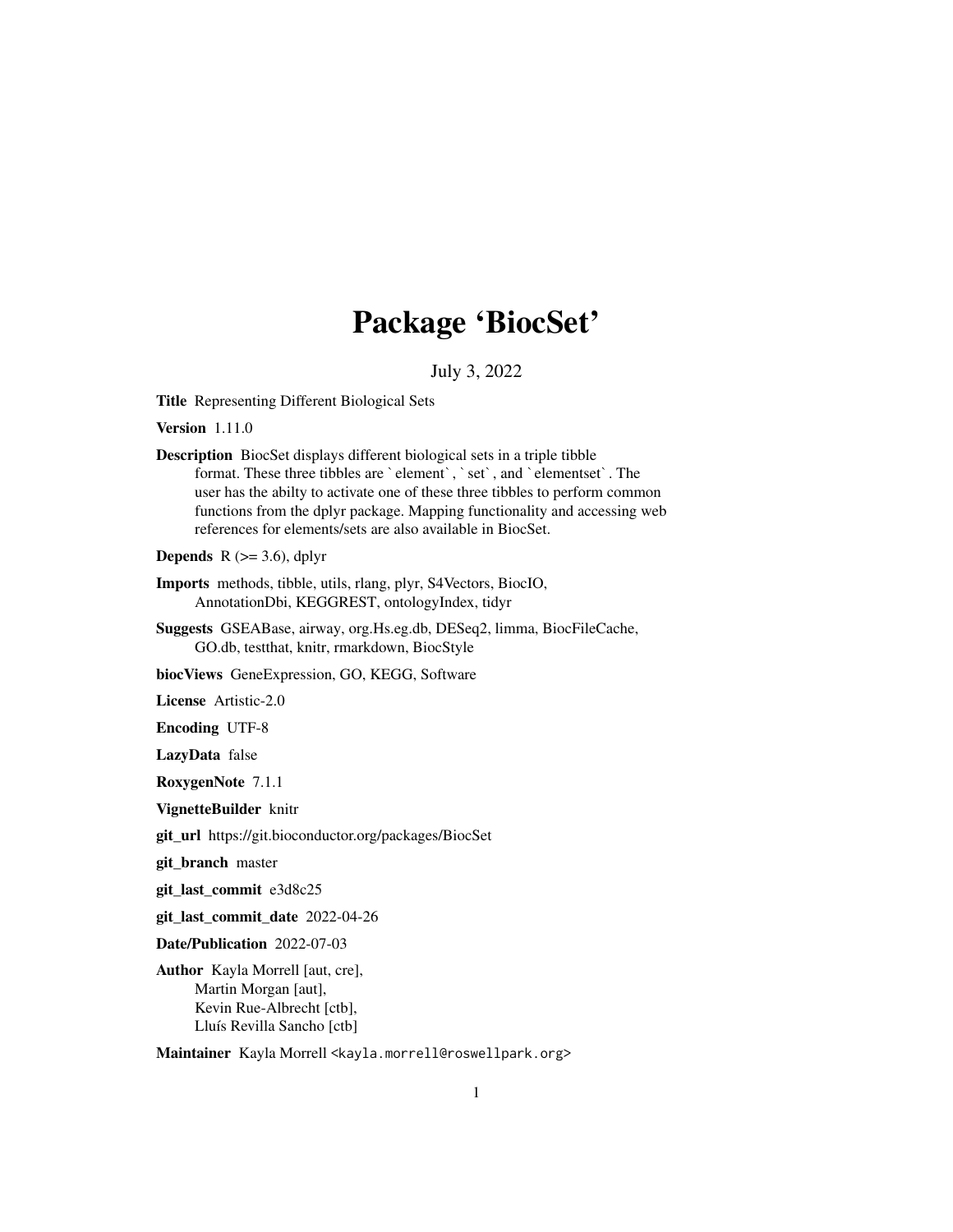# Package 'BiocSet'

July 3, 2022

**Title** Representing Different Biological Sets

**Version** 1.11.0

**Description** BiocSet displays different biological sets in a triple tibble format. These three tibbles are `element`, `set`, and `elementset`. The user has the abilty to activate one of these three tibbles to perform common functions from the dplyr package. Mapping functionality and accessing web references for elements/sets are also available in BiocSet.

**Depends** R (>= 3.6), dplyr

**Imports** methods, tibble, utils, rlang, plyr, S4Vectors, BiocIO, AnnotationDbi, KEGGREST, ontologyIndex, tidyr

**Suggests** GSEABase, airway, org.Hs.eg.db, DESeq2, limma, BiocFileCache, GO.db, testthat, knitr, rmarkdown, BiocStyle

**biocViews** GeneExpression, GO, KEGG, Software

**License** Artistic-2.0

**Encoding** UTF-8

**LazyData** false

**RoxygenNote** 7.1.1

**VignetteBuilder** knitr

**git_url** https://git.bioconductor.org/packages/BiocSet

**git_branch** master

**git_last_commit** e3d8c25

**git_last_commit_date** 2022-04-26

**Date/Publication** 2022-07-03

**Author** Kayla Morrell [aut, cre],
Martin Morgan [aut],
Kevin Rue-Albrecht [ctb],
Lluís Revilla Sancho [ctb]

**Maintainer** Kayla Morrell <kayla.morrell@roswellpark.org>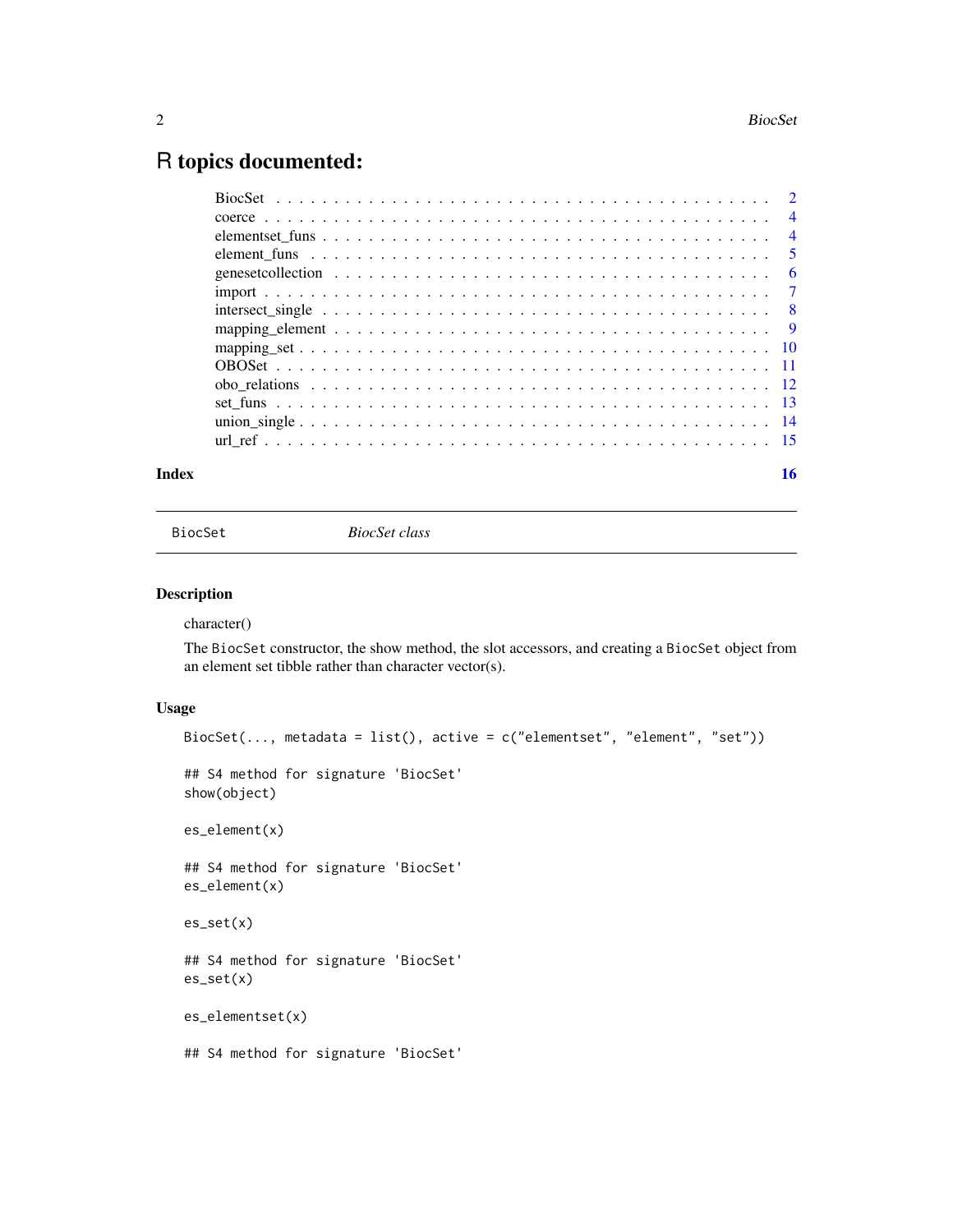# R topics documented:

| | |
|---|---|
| BiocSet | 2 |
| coerce | 4 |
| elementset_funs | 4 |
| element_funs | 5 |
| genesetcollection | 6 |
| import | 7 |
| intersect_single | 8 |
| mapping_element | 9 |
| mapping_set | 10 |
| OBOSet | 11 |
| obo_relations | 12 |
| set_funs | 13 |
| union_single | 14 |
| url_ref | 15 |

**Index** **16**

---

BiocSet *BiocSet class*

---

## Description

character()

The BiocSet constructor, the show method, the slot accessors, and creating a BiocSet object from an element set tibble rather than character vector(s).

## Usage

```
BiocSet(..., metadata = list(), active = c("elementset", "element", "set"))

## S4 method for signature 'BiocSet'
show(object)

es_element(x)

## S4 method for signature 'BiocSet'
es_element(x)

es_set(x)

## S4 method for signature 'BiocSet'
es_set(x)

es_elementset(x)

## S4 method for signature 'BiocSet'
```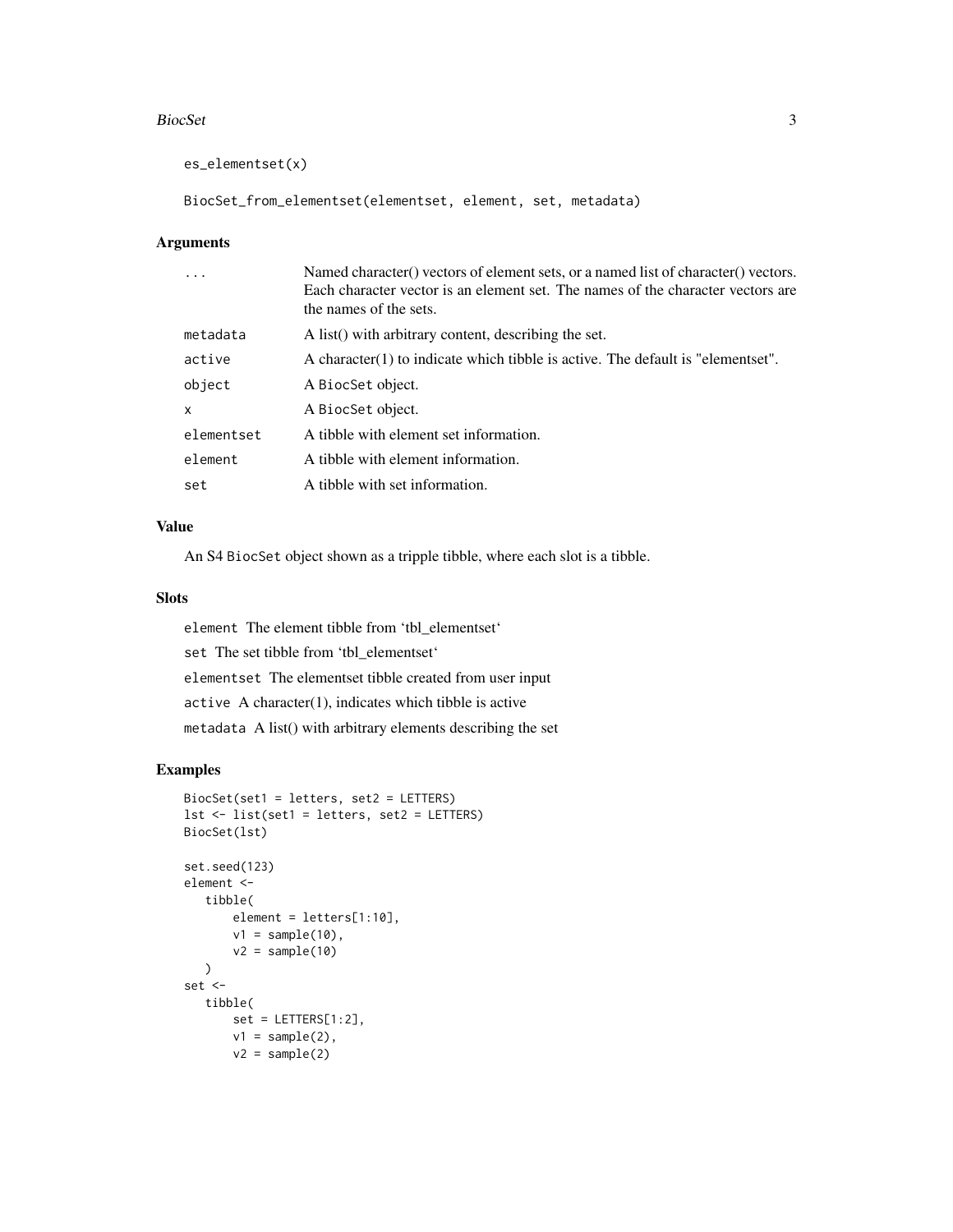```
es_elementset(x)

BiocSet_from_elementset(elementset, element, set, metadata)
```

## Arguments

| | |
|---|---|
| ... | Named character() vectors of element sets, or a named list of character() vectors. Each character vector is an element set. The names of the character vectors are the names of the sets. |
| metadata | A list() with arbitrary content, describing the set. |
| active | A character(1) to indicate which tibble is active. The default is "elementset". |
| object | A BiocSet object. |
| x | A BiocSet object. |
| elementset | A tibble with element set information. |
| element | A tibble with element information. |
| set | A tibble with set information. |

## Value

An S4 `BiocSet` object shown as a tripple tibble, where each slot is a tibble.

## Slots

`element` The element tibble from 'tbl_elementset'

`set` The set tibble from 'tbl_elementset'

`elementset` The elementset tibble created from user input

`active` A character(1), indicates which tibble is active

`metadata` A list() with arbitrary elements describing the set

## Examples

```
BiocSet(set1 = letters, set2 = LETTERS)
lst <- list(set1 = letters, set2 = LETTERS)
BiocSet(lst)

set.seed(123)
element <-
   tibble(
       element = letters[1:10],
       v1 = sample(10),
       v2 = sample(10)
   )
set <-
   tibble(
       set = LETTERS[1:2],
       v1 = sample(2),
       v2 = sample(2)
```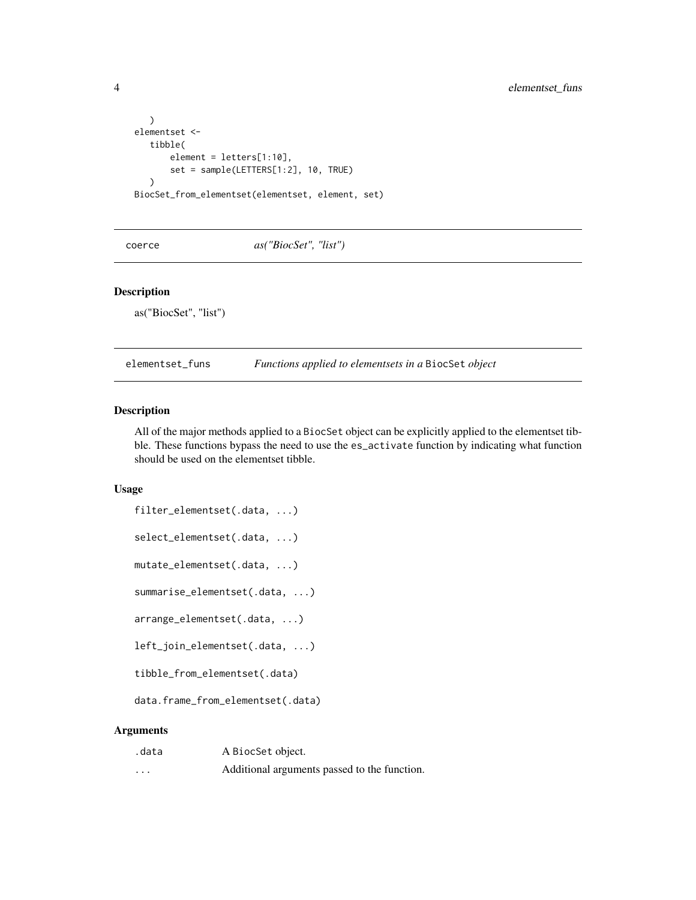```
    )
elementset <-
    tibble(
        element = letters[1:10],
        set = sample(LETTERS[1:2], 10, TRUE)
    )
BiocSet_from_elementset(elementset, element, set)
```

## coerce *as("BiocSet", "list")*

### Description

as("BiocSet", "list")

## elementset_funs *Functions applied to elementsets in a* BiocSet *object*

### Description

All of the major methods applied to a BiocSet object can be explicitly applied to the elementset tibble. These functions bypass the need to use the es_activate function by indicating what function should be used on the elementset tibble.

### Usage

```
filter_elementset(.data, ...)

select_elementset(.data, ...)

mutate_elementset(.data, ...)

summarise_elementset(.data, ...)

arrange_elementset(.data, ...)

left_join_elementset(.data, ...)

tibble_from_elementset(.data)

data.frame_from_elementset(.data)
```

### Arguments

| | |
|---|---|
| .data | A BiocSet object. |
| ... | Additional arguments passed to the function. |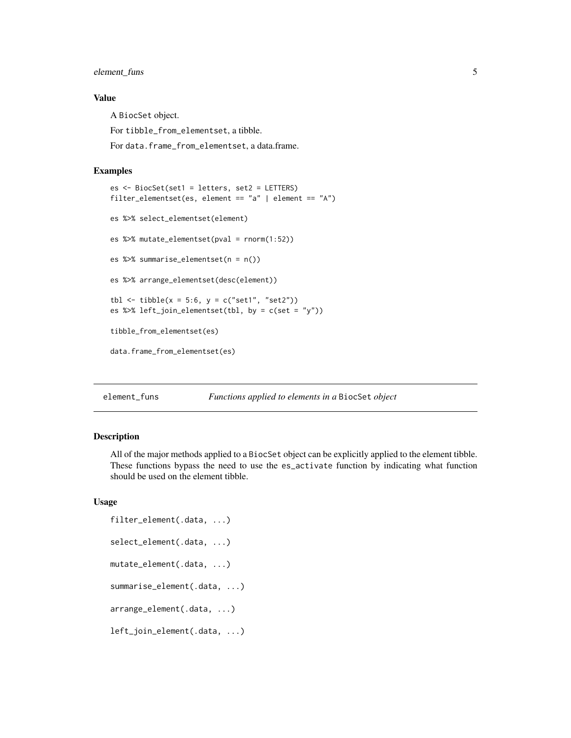### Value

A `BiocSet` object.

For `tibble_from_elementset`, a tibble.

For `data.frame_from_elementset`, a data.frame.

### Examples

```
es <- BiocSet(set1 = letters, set2 = LETTERS)
filter_elementset(es, element == "a" | element == "A")

es %>% select_elementset(element)

es %>% mutate_elementset(pval = rnorm(1:52))

es %>% summarise_elementset(n = n())

es %>% arrange_elementset(desc(element))

tbl <- tibble(x = 5:6, y = c("set1", "set2"))
es %>% left_join_elementset(tbl, by = c(set = "y"))

tibble_from_elementset(es)

data.frame_from_elementset(es)
```

---

## element_funs — *Functions applied to elements in a* `BiocSet` *object*

### Description

All of the major methods applied to a `BiocSet` object can be explicitly applied to the element tibble. These functions bypass the need to use the `es_activate` function by indicating what function should be used on the element tibble.

### Usage

```
filter_element(.data, ...)

select_element(.data, ...)

mutate_element(.data, ...)

summarise_element(.data, ...)

arrange_element(.data, ...)

left_join_element(.data, ...)
```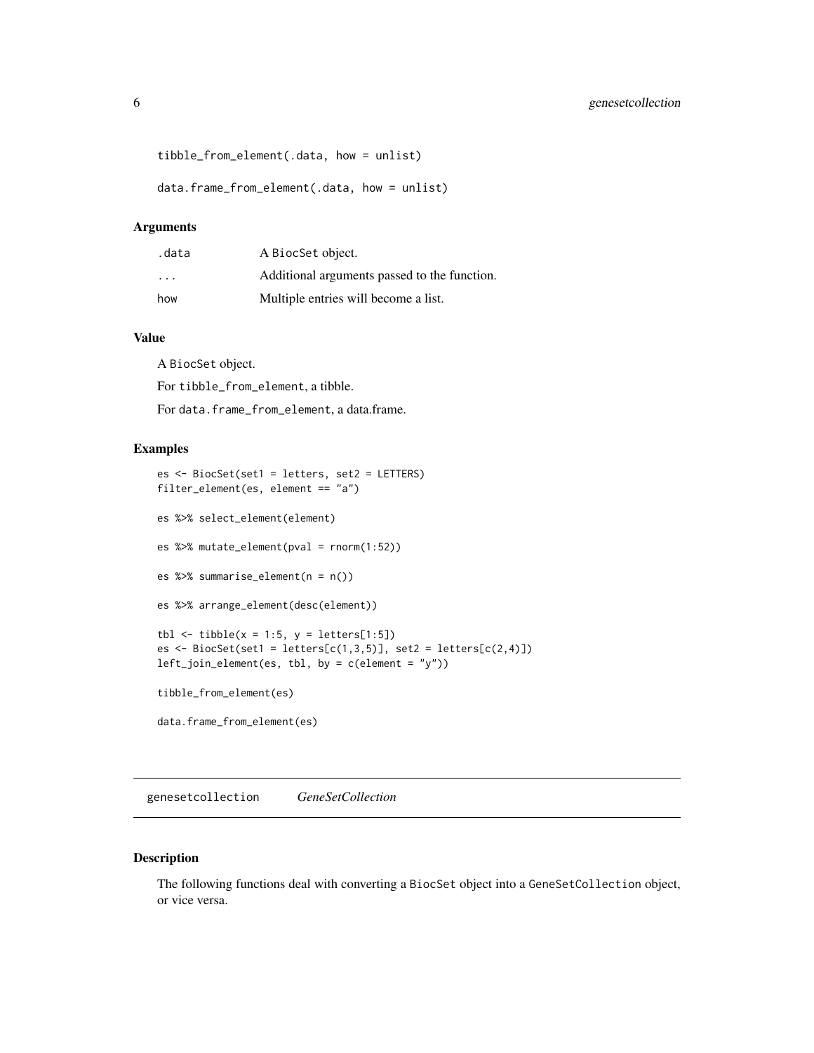```
tibble_from_element(.data, how = unlist)

data.frame_from_element(.data, how = unlist)
```

### Arguments

| | |
|---|---|
| .data | A BiocSet object. |
| ... | Additional arguments passed to the function. |
| how | Multiple entries will become a list. |

### Value

A BiocSet object.

For tibble_from_element, a tibble.

For data.frame_from_element, a data.frame.

### Examples

```
es <- BiocSet(set1 = letters, set2 = LETTERS)
filter_element(es, element == "a")

es %>% select_element(element)

es %>% mutate_element(pval = rnorm(1:52))

es %>% summarise_element(n = n())

es %>% arrange_element(desc(element))

tbl <- tibble(x = 1:5, y = letters[1:5])
es <- BiocSet(set1 = letters[c(1,3,5)], set2 = letters[c(2,4)])
left_join_element(es, tbl, by = c(element = "y"))

tibble_from_element(es)

data.frame_from_element(es)
```

---

## genesetcollection *GeneSetCollection*

### Description

The following functions deal with converting a BiocSet object into a GeneSetCollection object, or vice versa.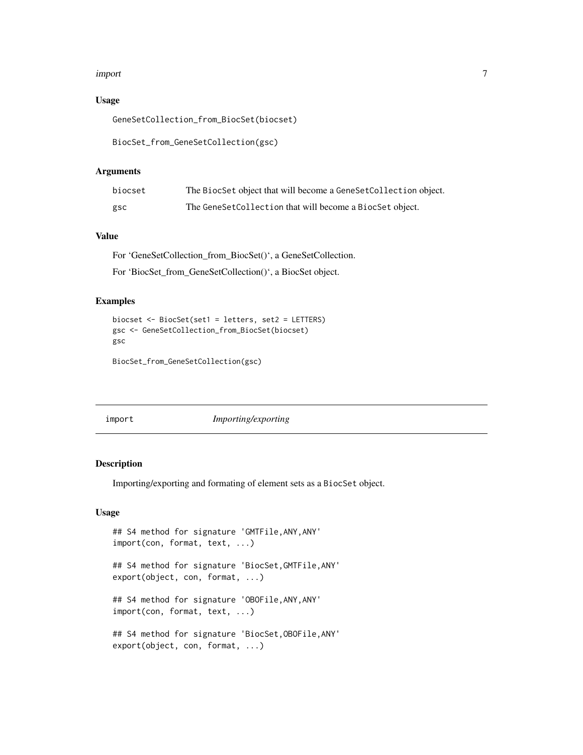### Usage

```
GeneSetCollection_from_BiocSet(biocset)

BiocSet_from_GeneSetCollection(gsc)
```

### Arguments

| | |
|---|---|
| biocset | The BiocSet object that will become a GeneSetCollection object. |
| gsc | The GeneSetCollection that will become a BiocSet object. |

### Value

For 'GeneSetCollection_from_BiocSet()', a GeneSetCollection.

For 'BiocSet_from_GeneSetCollection()', a BiocSet object.

### Examples

```
biocset <- BiocSet(set1 = letters, set2 = LETTERS)
gsc <- GeneSetCollection_from_BiocSet(biocset)
gsc

BiocSet_from_GeneSetCollection(gsc)
```

---

## import *Importing/exporting*

---

### Description

Importing/exporting and formating of element sets as a BiocSet object.

### Usage

```
## S4 method for signature 'GMTFile,ANY,ANY'
import(con, format, text, ...)

## S4 method for signature 'BiocSet,GMTFile,ANY'
export(object, con, format, ...)

## S4 method for signature 'OBOFile,ANY,ANY'
import(con, format, text, ...)

## S4 method for signature 'BiocSet,OBOFile,ANY'
export(object, con, format, ...)
```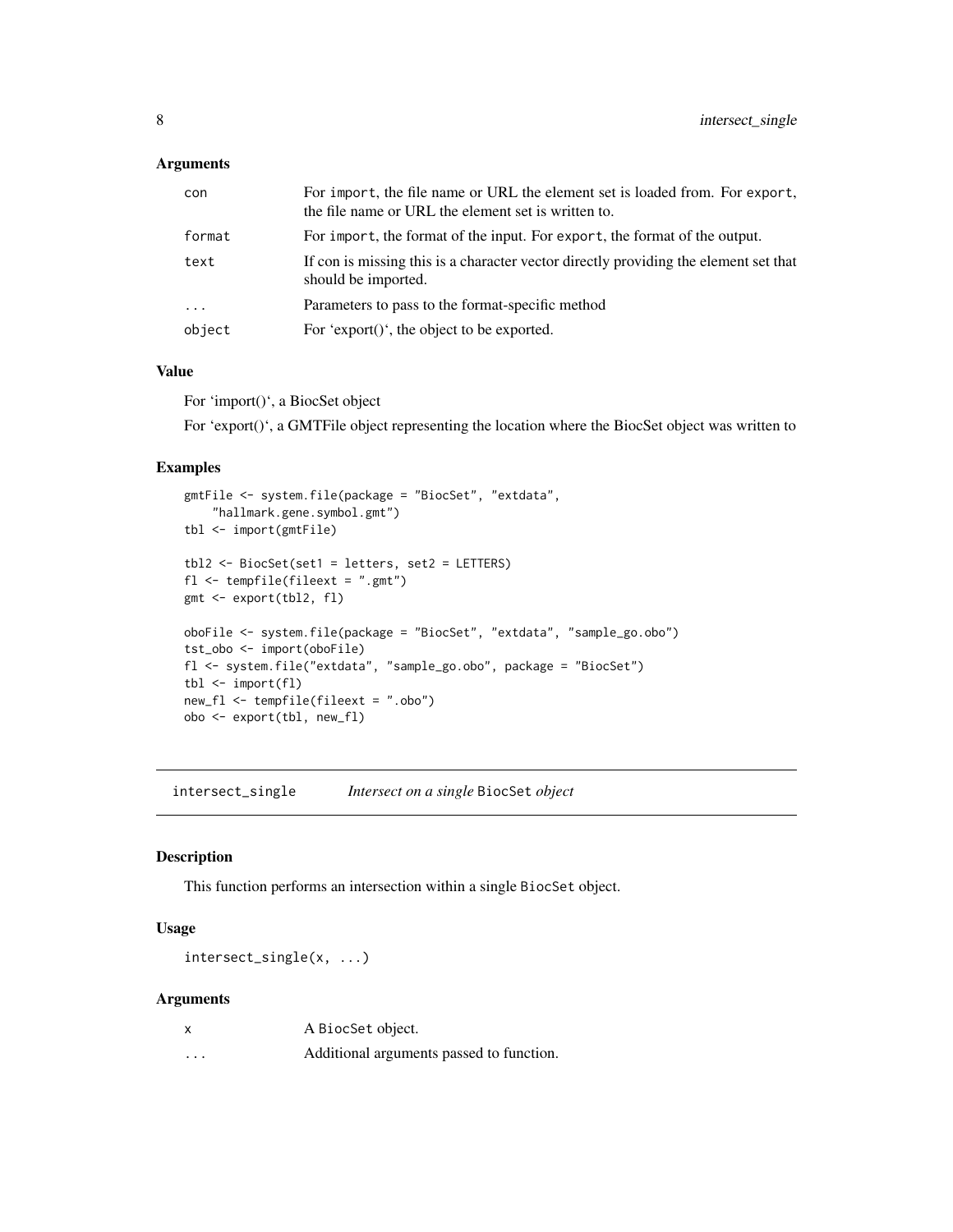### Arguments

| | |
|---|---|
| con | For import, the file name or URL the element set is loaded from. For export, the file name or URL the element set is written to. |
| format | For import, the format of the input. For export, the format of the output. |
| text | If con is missing this is a character vector directly providing the element set that should be imported. |
| ... | Parameters to pass to the format-specific method |
| object | For 'export()', the object to be exported. |

### Value

For 'import()', a BiocSet object

For 'export()', a GMTFile object representing the location where the BiocSet object was written to

### Examples

```
gmtFile <- system.file(package = "BiocSet", "extdata",
    "hallmark.gene.symbol.gmt")
tbl <- import(gmtFile)

tbl2 <- BiocSet(set1 = letters, set2 = LETTERS)
fl <- tempfile(fileext = ".gmt")
gmt <- export(tbl2, fl)

oboFile <- system.file(package = "BiocSet", "extdata", "sample_go.obo")
tst_obo <- import(oboFile)
fl <- system.file("extdata", "sample_go.obo", package = "BiocSet")
tbl <- import(fl)
new_fl <- tempfile(fileext = ".obo")
obo <- export(tbl, new_fl)
```

---

## intersect_single — *Intersect on a single* BiocSet *object*

### Description

This function performs an intersection within a single BiocSet object.

### Usage

```
intersect_single(x, ...)
```

### Arguments

| | |
|---|---|
| x | A BiocSet object. |
| ... | Additional arguments passed to function. |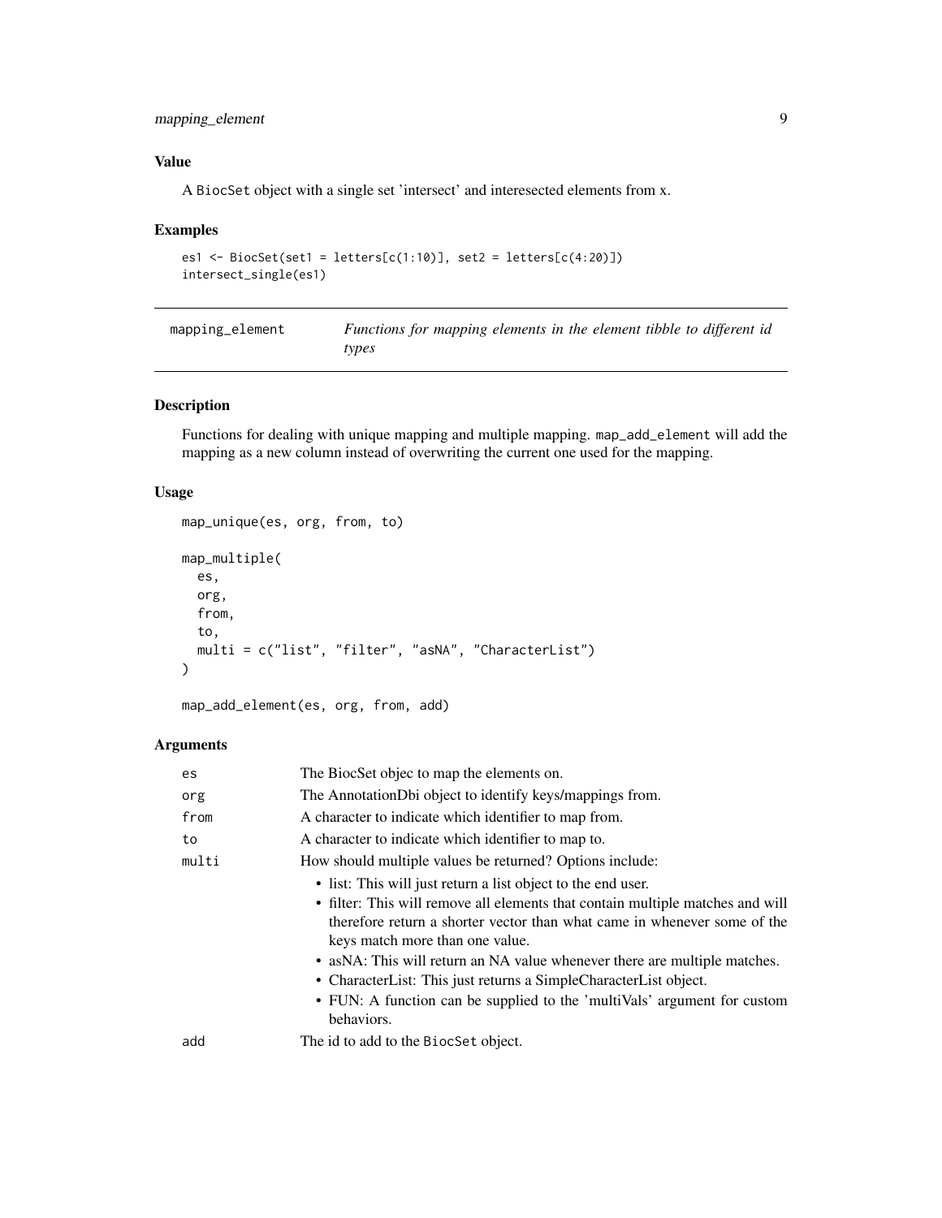### Value

A BiocSet object with a single set 'intersect' and interesected elements from x.

### Examples

```
es1 <- BiocSet(set1 = letters[c(1:10)], set2 = letters[c(4:20)])
intersect_single(es1)
```

---

## mapping_element — *Functions for mapping elements in the element tibble to different id types*

---

### Description

Functions for dealing with unique mapping and multiple mapping. map_add_element will add the mapping as a new column instead of overwriting the current one used for the mapping.

### Usage

```
map_unique(es, org, from, to)

map_multiple(
  es,
  org,
  from,
  to,
  multi = c("list", "filter", "asNA", "CharacterList")
)

map_add_element(es, org, from, add)
```

### Arguments

| | |
|---|---|
| es | The BiocSet objec to map the elements on. |
| org | The AnnotationDbi object to identify keys/mappings from. |
| from | A character to indicate which identifier to map from. |
| to | A character to indicate which identifier to map to. |
| multi | How should multiple values be returned? Options include: <br>• list: This will just return a list object to the end user. <br>• filter: This will remove all elements that contain multiple matches and will therefore return a shorter vector than what came in whenever some of the keys match more than one value. <br>• asNA: This will return an NA value whenever there are multiple matches. <br>• CharacterList: This just returns a SimpleCharacterList object. <br>• FUN: A function can be supplied to the 'multiVals' argument for custom behaviors. |
| add | The id to add to the BiocSet object. |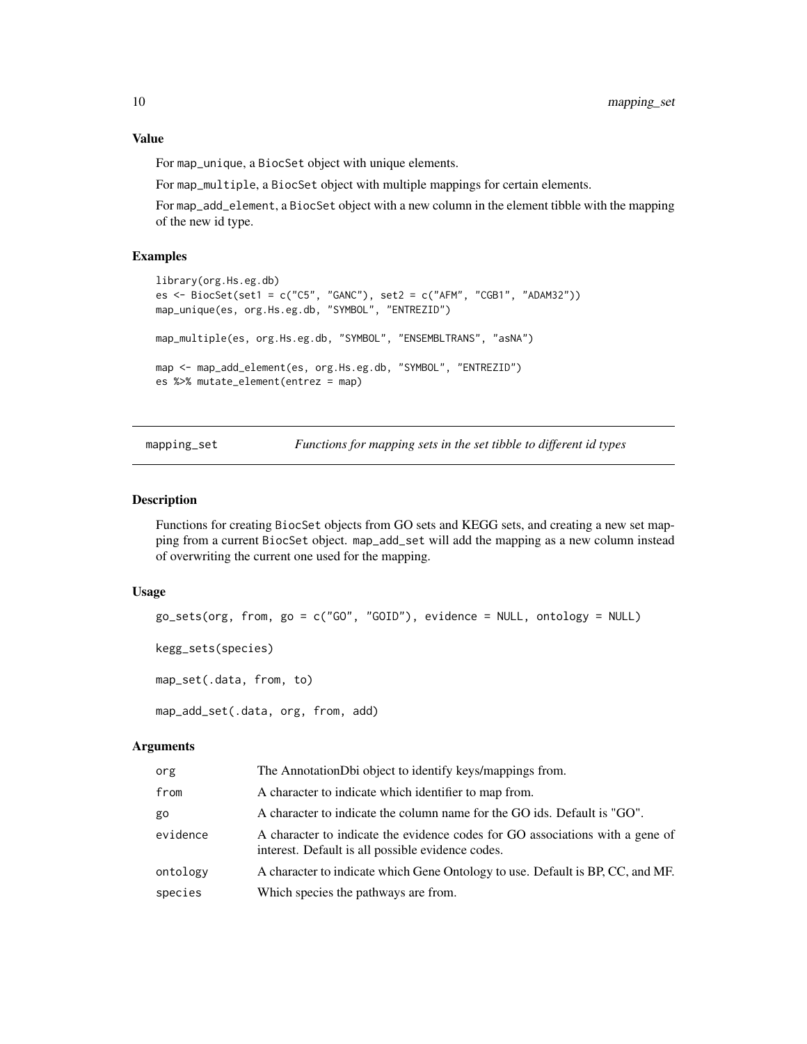### Value

For `map_unique`, a `BiocSet` object with unique elements.

For `map_multiple`, a `BiocSet` object with multiple mappings for certain elements.

For `map_add_element`, a `BiocSet` object with a new column in the element tibble with the mapping of the new id type.

### Examples

```
library(org.Hs.eg.db)
es <- BiocSet(set1 = c("C5", "GANC"), set2 = c("AFM", "CGB1", "ADAM32"))
map_unique(es, org.Hs.eg.db, "SYMBOL", "ENTREZID")

map_multiple(es, org.Hs.eg.db, "SYMBOL", "ENSEMBLTRANS", "asNA")

map <- map_add_element(es, org.Hs.eg.db, "SYMBOL", "ENTREZID")
es %>% mutate_element(entrez = map)
```

---

## mapping_set — *Functions for mapping sets in the set tibble to different id types*

### Description

Functions for creating `BiocSet` objects from GO sets and KEGG sets, and creating a new set mapping from a current `BiocSet` object. `map_add_set` will add the mapping as a new column instead of overwriting the current one used for the mapping.

### Usage

```
go_sets(org, from, go = c("GO", "GOID"), evidence = NULL, ontology = NULL)

kegg_sets(species)

map_set(.data, from, to)

map_add_set(.data, org, from, add)
```

### Arguments

| | |
|---|---|
| `org` | The AnnotationDbi object to identify keys/mappings from. |
| `from` | A character to indicate which identifier to map from. |
| `go` | A character to indicate the column name for the GO ids. Default is "GO". |
| `evidence` | A character to indicate the evidence codes for GO associations with a gene of interest. Default is all possible evidence codes. |
| `ontology` | A character to indicate which Gene Ontology to use. Default is BP, CC, and MF. |
| `species` | Which species the pathways are from. |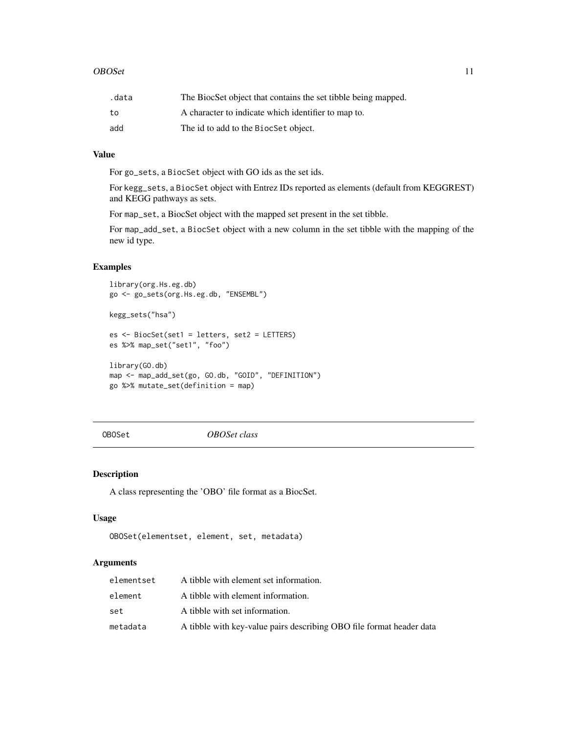| | |
|---|---|
| `.data` | The BiocSet object that contains the set tibble being mapped. |
| `to` | A character to indicate which identifier to map to. |
| `add` | The id to add to the `BiocSet` object. |

### Value

For `go_sets`, a `BiocSet` object with GO ids as the set ids.

For `kegg_sets`, a `BiocSet` object with Entrez IDs reported as elements (default from KEGGREST) and KEGG pathways as sets.

For `map_set`, a BiocSet object with the mapped set present in the set tibble.

For `map_add_set`, a `BiocSet` object with a new column in the set tibble with the mapping of the new id type.

### Examples

```
library(org.Hs.eg.db)
go <- go_sets(org.Hs.eg.db, "ENSEMBL")

kegg_sets("hsa")

es <- BiocSet(set1 = letters, set2 = LETTERS)
es %>% map_set("set1", "foo")

library(GO.db)
map <- map_add_set(go, GO.db, "GOID", "DEFINITION")
go %>% mutate_set(definition = map)
```

---

## OBOSet *OBOSet class*

### Description

A class representing the 'OBO' file format as a BiocSet.

### Usage

```
OBOSet(elementset, element, set, metadata)
```

### Arguments

| | |
|---|---|
| `elementset` | A tibble with element set information. |
| `element` | A tibble with element information. |
| `set` | A tibble with set information. |
| `metadata` | A tibble with key-value pairs describing OBO file format header data |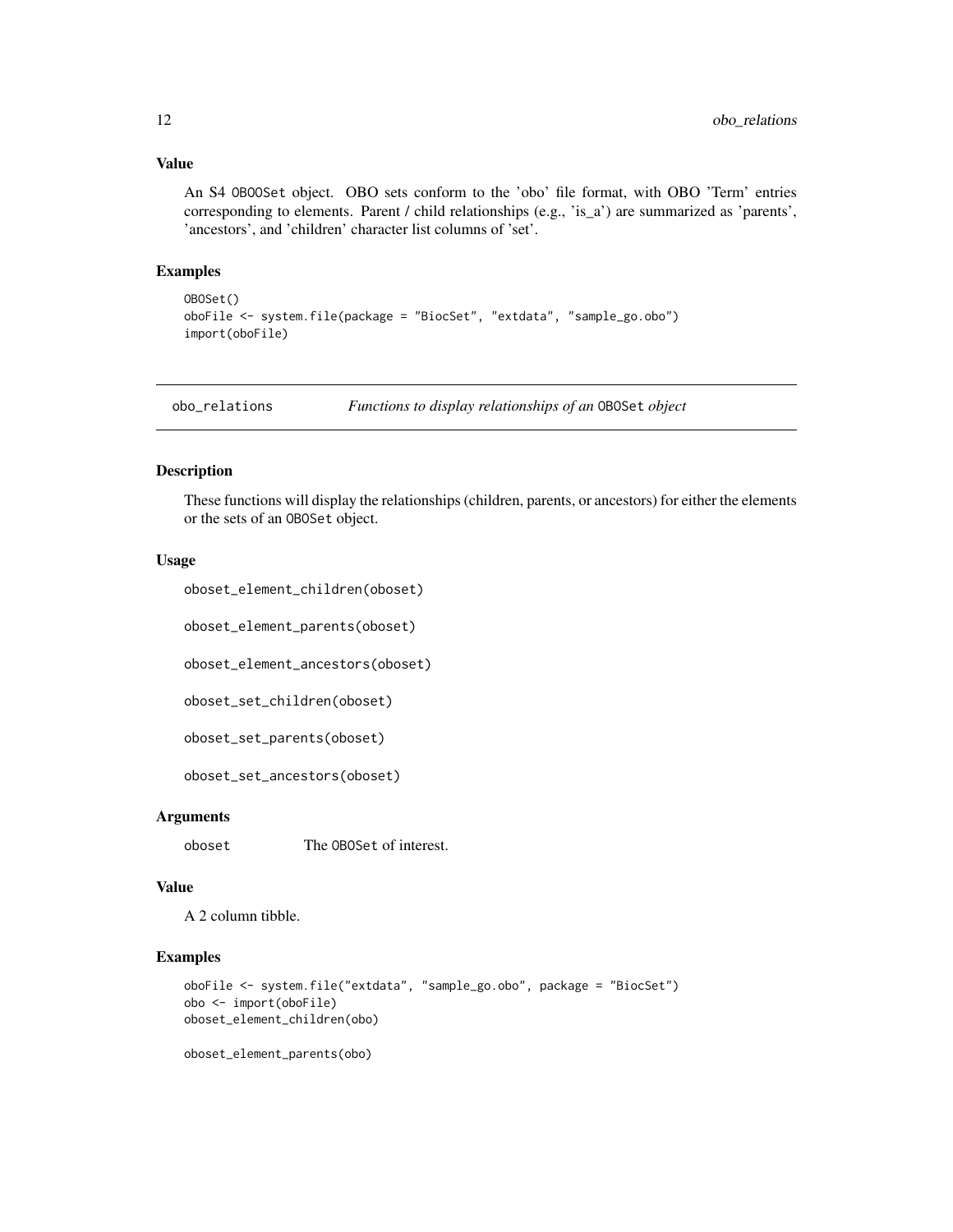### Value

An S4 OBOOSet object. OBO sets conform to the 'obo' file format, with OBO 'Term' entries corresponding to elements. Parent / child relationships (e.g., 'is_a') are summarized as 'parents', 'ancestors', and 'children' character list columns of 'set'.

### Examples

```
OBOSet()
oboFile <- system.file(package = "BiocSet", "extdata", "sample_go.obo")
import(oboFile)
```

---

## obo_relations — *Functions to display relationships of an* `OBOSet` *object*

---

### Description

These functions will display the relationships (children, parents, or ancestors) for either the elements or the sets of an OBOSet object.

### Usage

```
oboset_element_children(oboset)

oboset_element_parents(oboset)

oboset_element_ancestors(oboset)

oboset_set_children(oboset)

oboset_set_parents(oboset)

oboset_set_ancestors(oboset)
```

### Arguments

| | |
|---|---|
| oboset | The OBOSet of interest. |

### Value

A 2 column tibble.

### Examples

```
oboFile <- system.file("extdata", "sample_go.obo", package = "BiocSet")
obo <- import(oboFile)
oboset_element_children(obo)

oboset_element_parents(obo)
```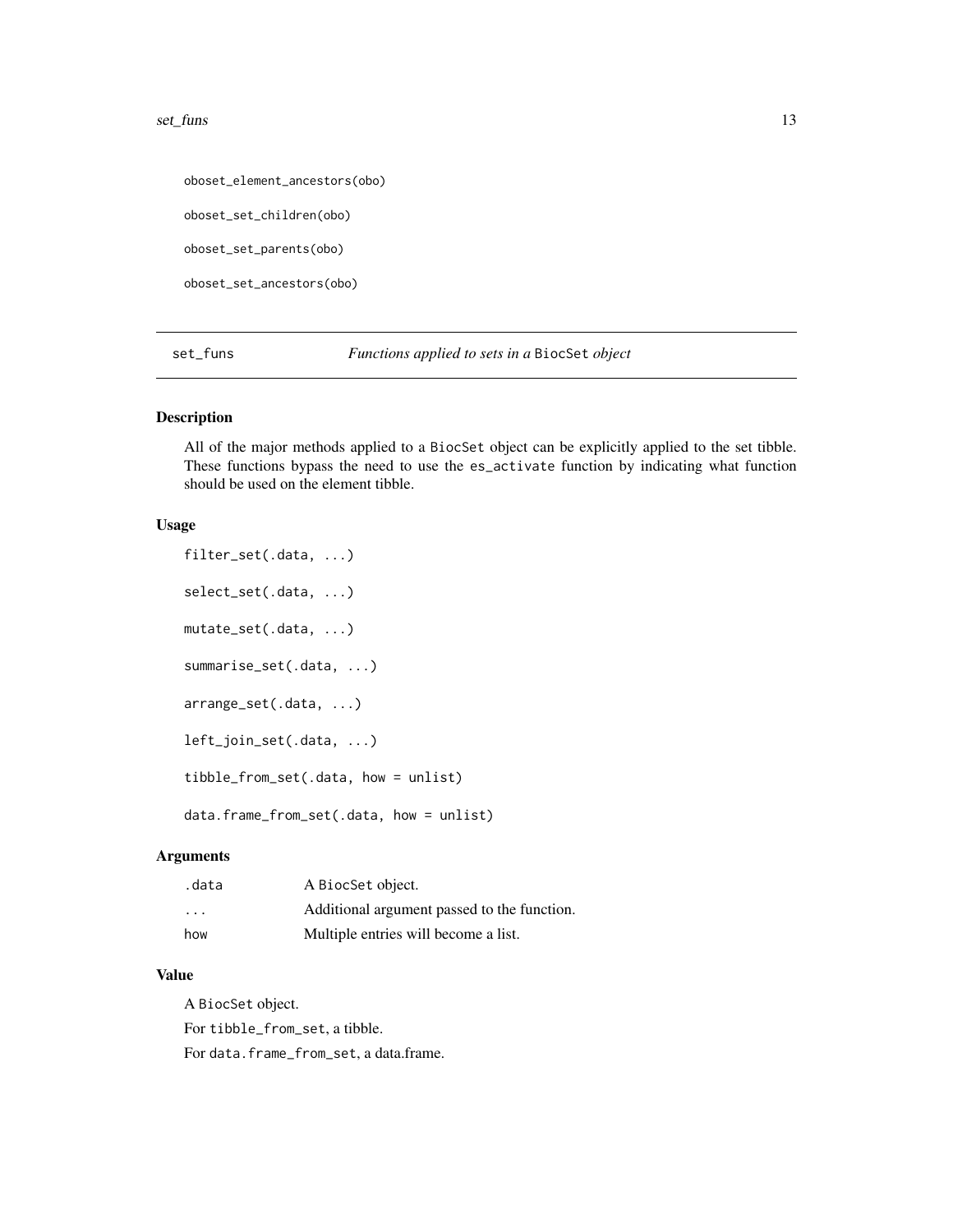```
oboset_element_ancestors(obo)

oboset_set_children(obo)

oboset_set_parents(obo)

oboset_set_ancestors(obo)
```

---

## set_funs — *Functions applied to sets in a* BiocSet *object*

---

### Description

All of the major methods applied to a BiocSet object can be explicitly applied to the set tibble. These functions bypass the need to use the es_activate function by indicating what function should be used on the element tibble.

### Usage

```
filter_set(.data, ...)

select_set(.data, ...)

mutate_set(.data, ...)

summarise_set(.data, ...)

arrange_set(.data, ...)

left_join_set(.data, ...)

tibble_from_set(.data, how = unlist)

data.frame_from_set(.data, how = unlist)
```

### Arguments

| | |
|---|---|
| .data | A BiocSet object. |
| ... | Additional argument passed to the function. |
| how | Multiple entries will become a list. |

### Value

A BiocSet object.

For tibble_from_set, a tibble.

For data.frame_from_set, a data.frame.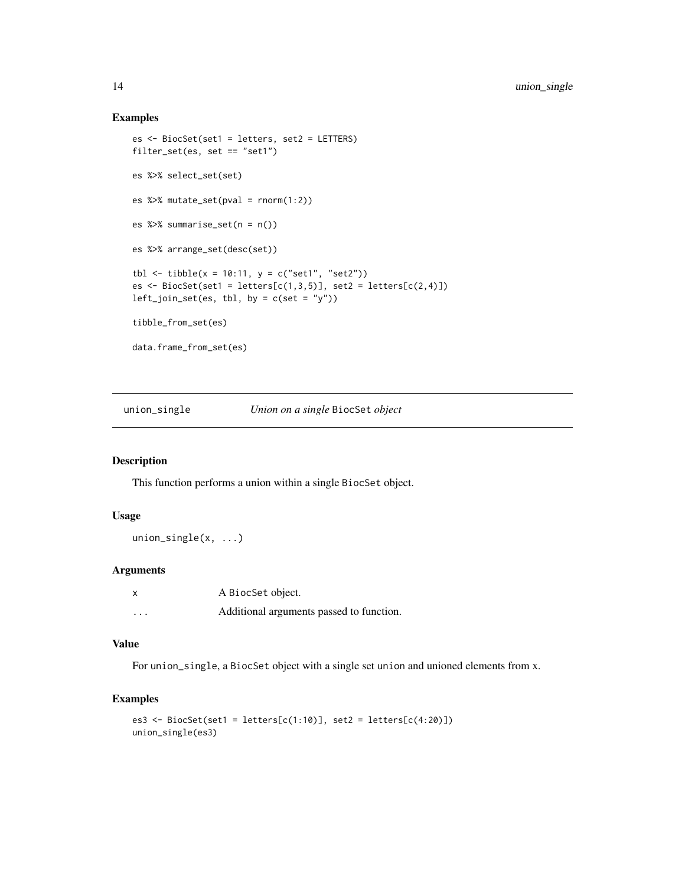## Examples

```
es <- BiocSet(set1 = letters, set2 = LETTERS)
filter_set(es, set == "set1")

es %>% select_set(set)

es %>% mutate_set(pval = rnorm(1:2))

es %>% summarise_set(n = n())

es %>% arrange_set(desc(set))

tbl <- tibble(x = 10:11, y = c("set1", "set2"))
es <- BiocSet(set1 = letters[c(1,3,5)], set2 = letters[c(2,4)])
left_join_set(es, tbl, by = c(set = "y"))

tibble_from_set(es)

data.frame_from_set(es)
```

---

# union_single — *Union on a single* BiocSet *object*

## Description

This function performs a union within a single BiocSet object.

## Usage

```
union_single(x, ...)
```

## Arguments

| | |
|---|---|
| x | A BiocSet object. |
| ... | Additional arguments passed to function. |

## Value

For union_single, a BiocSet object with a single set union and unioned elements from x.

## Examples

```
es3 <- BiocSet(set1 = letters[c(1:10)], set2 = letters[c(4:20)])
union_single(es3)
```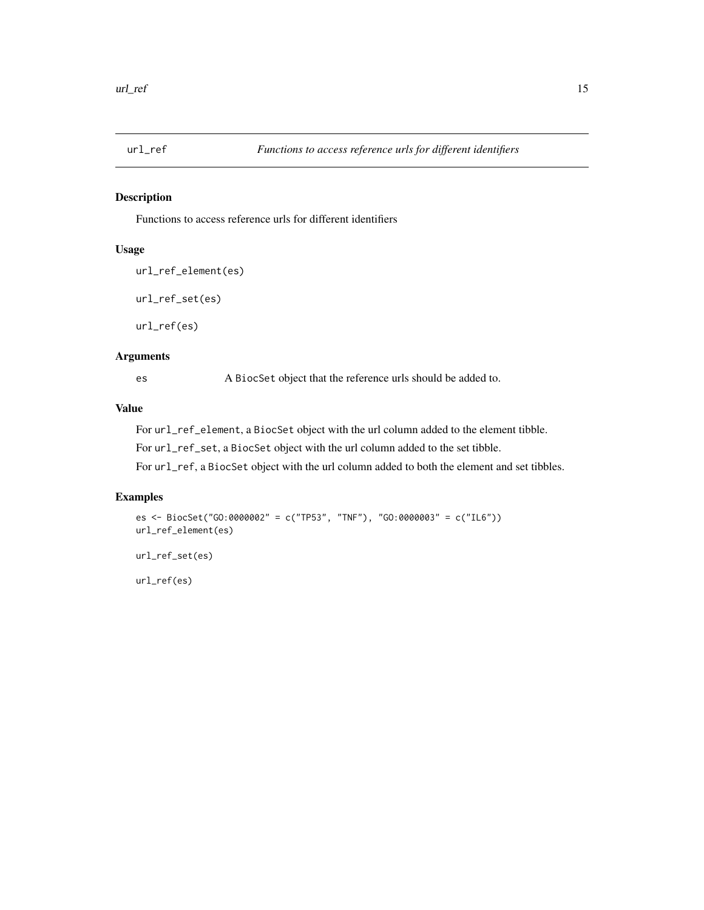## url_ref — *Functions to access reference urls for different identifiers*

### Description

Functions to access reference urls for different identifiers

### Usage

```
url_ref_element(es)

url_ref_set(es)

url_ref(es)
```

### Arguments

| | |
|---|---|
| es | A BiocSet object that the reference urls should be added to. |

### Value

For `url_ref_element`, a BiocSet object with the url column added to the element tibble.

For `url_ref_set`, a BiocSet object with the url column added to the set tibble.

For `url_ref`, a BiocSet object with the url column added to both the element and set tibbles.

### Examples

```
es <- BiocSet("GO:0000002" = c("TP53", "TNF"), "GO:0000003" = c("IL6"))
url_ref_element(es)

url_ref_set(es)

url_ref(es)
```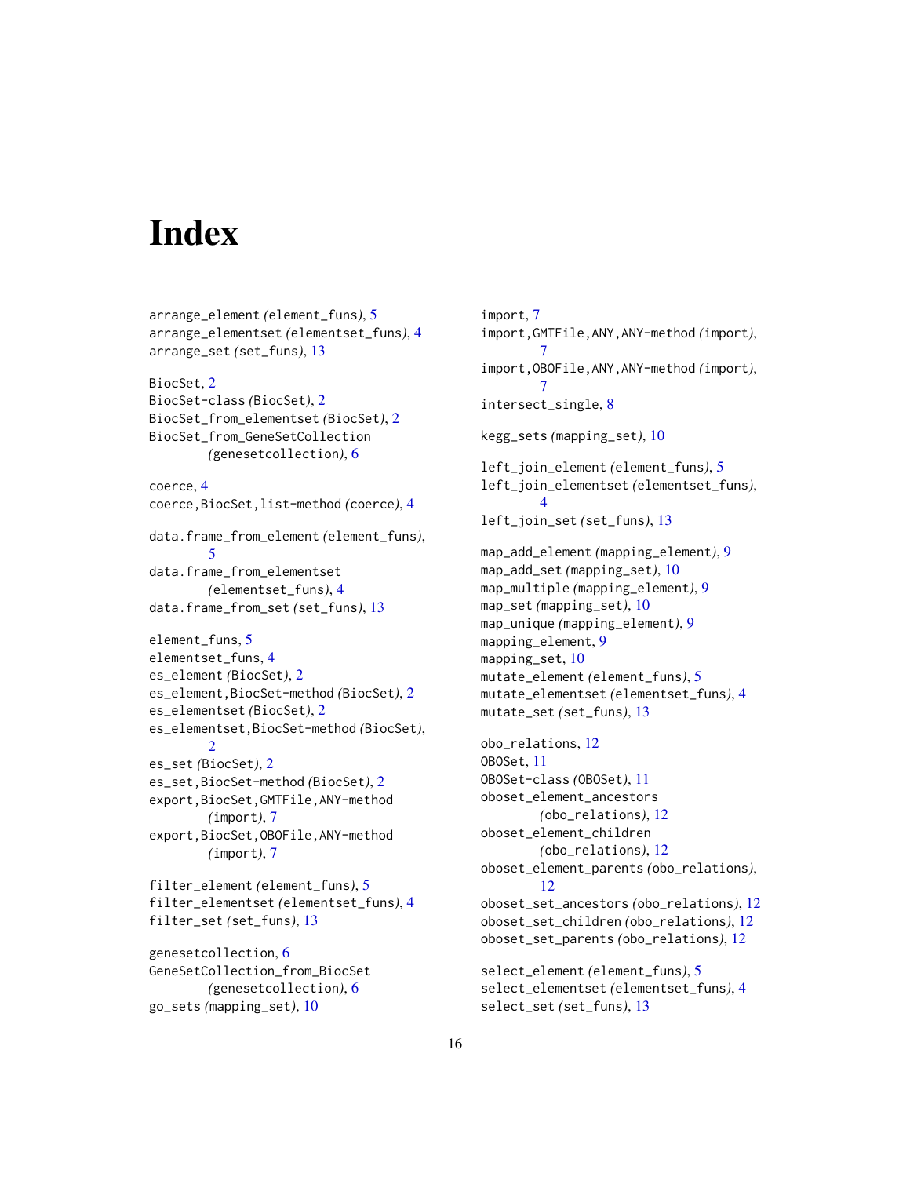# Index

arrange_element (element_funs), 5
arrange_elementset (elementset_funs), 4
arrange_set (set_funs), 13

BiocSet, 2
BiocSet-class (BiocSet), 2
BiocSet_from_elementset (BiocSet), 2
BiocSet_from_GeneSetCollection (genesetcollection), 6

coerce, 4
coerce,BiocSet,list-method (coerce), 4

data.frame_from_element (element_funs), 5
data.frame_from_elementset (elementset_funs), 4
data.frame_from_set (set_funs), 13

element_funs, 5
elementset_funs, 4
es_element (BiocSet), 2
es_element,BiocSet-method (BiocSet), 2
es_elementset (BiocSet), 2
es_elementset,BiocSet-method (BiocSet), 2
es_set (BiocSet), 2
es_set,BiocSet-method (BiocSet), 2
export,BiocSet,GMTFile,ANY-method (import), 7
export,BiocSet,OBOFile,ANY-method (import), 7

filter_element (element_funs), 5
filter_elementset (elementset_funs), 4
filter_set (set_funs), 13

genesetcollection, 6
GeneSetCollection_from_BiocSet (genesetcollection), 6
go_sets (mapping_set), 10

import, 7
import,GMTFile,ANY,ANY-method (import), 7
import,OBOFile,ANY,ANY-method (import), 7
intersect_single, 8

kegg_sets (mapping_set), 10

left_join_element (element_funs), 5
left_join_elementset (elementset_funs), 4
left_join_set (set_funs), 13

map_add_element (mapping_element), 9
map_add_set (mapping_set), 10
map_multiple (mapping_element), 9
map_set (mapping_set), 10
map_unique (mapping_element), 9
mapping_element, 9
mapping_set, 10
mutate_element (element_funs), 5
mutate_elementset (elementset_funs), 4
mutate_set (set_funs), 13

obo_relations, 12
OBOSet, 11
OBOSet-class (OBOSet), 11
oboset_element_ancestors (obo_relations), 12
oboset_element_children (obo_relations), 12
oboset_element_parents (obo_relations), 12
oboset_set_ancestors (obo_relations), 12
oboset_set_children (obo_relations), 12
oboset_set_parents (obo_relations), 12

select_element (element_funs), 5
select_elementset (elementset_funs), 4
select_set (set_funs), 13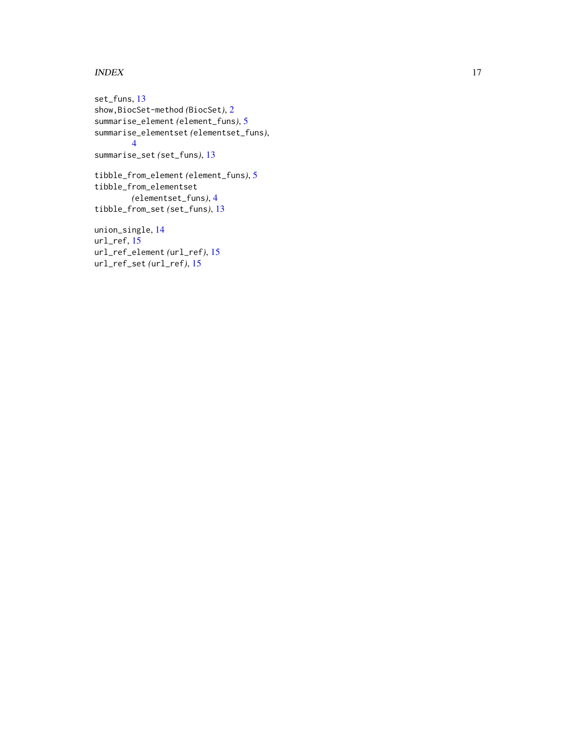set_funs, 13
show,BiocSet-method *(*BiocSet*)*, 2
summarise_element *(*element_funs*)*, 5
summarise_elementset *(*elementset_funs*)*, 4
summarise_set *(*set_funs*)*, 13

tibble_from_element *(*element_funs*)*, 5
tibble_from_elementset *(*elementset_funs*)*, 4
tibble_from_set *(*set_funs*)*, 13

union_single, 14
url_ref, 15
url_ref_element *(*url_ref*)*, 15
url_ref_set *(*url_ref*)*, 15